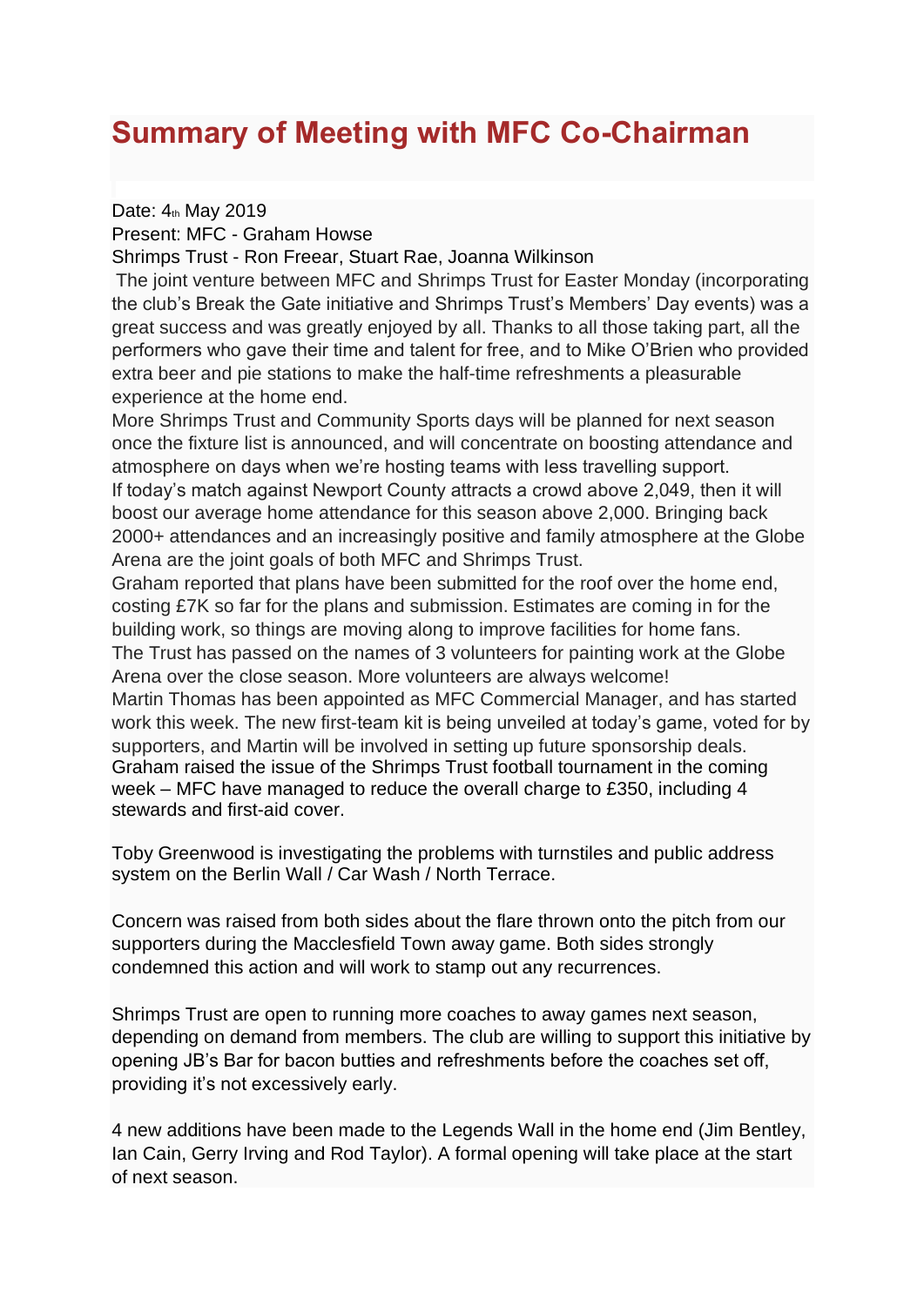# Summary of Meeting with MFC Co-Chairman

Date: 4th May 2019

Present: MFC - Graham Howse

Shrimps Trust - Ron Freear, Stuart Rae, Joanna Wilkinson

The joint venture between MFC and Shrimps Trust for Easter Monday (incorporating the club's Break the Gate initiative and Shrimps Trust's Members' Day events) was a great success and was greatly enjoyed by all. Thanks to all those taking part, all the performers who gave their time and talent for free, and to Mike O'Brien who provided extra beer and pie stations to make the half-time refreshments a pleasurable experience at the home end.

More Shrimps Trust and Community Sports days will be planned for next season once the fixture list is announced, and will concentrate on boosting attendance and atmosphere on days when we're hosting teams with less travelling support.

If today's match against Newport County attracts a crowd above 2,049, then it will boost our average home attendance for this season above 2,000. Bringing back 2000+ attendances and an increasingly positive and family atmosphere at the Globe Arena are the joint goals of both MFC and Shrimps Trust.

Graham reported that plans have been submitted for the roof over the home end, costing £7K so far for the plans and submission. Estimates are coming in for the building work, so things are moving along to improve facilities for home fans.

The Trust has passed on the names of 3 volunteers for painting work at the Globe Arena over the close season. More volunteers are always welcome!

Martin Thomas has been appointed as MFC Commercial Manager, and has started work this week. The new first-team kit is being unveiled at today's game, voted for by supporters, and Martin will be involved in setting up future sponsorship deals.

Graham raised the issue of the Shrimps Trust football tournament in the coming week – MFC have managed to reduce the overall charge to £350, including 4 stewards and first-aid cover.

Toby Greenwood is investigating the problems with turnstiles and public address system on the Berlin Wall / Car Wash / North Terrace.

Concern was raised from both sides about the flare thrown onto the pitch from our supporters during the Macclesfield Town away game. Both sides strongly condemned this action and will work to stamp out any recurrences.

Shrimps Trust are open to running more coaches to away games next season, depending on demand from members. The club are willing to support this initiative by opening JB's Bar for bacon butties and refreshments before the coaches set off, providing it's not excessively early.

4 new additions have been made to the Legends Wall in the home end (Jim Bentley, Ian Cain, Gerry Irving and Rod Taylor). A formal opening will take place at the start of next season.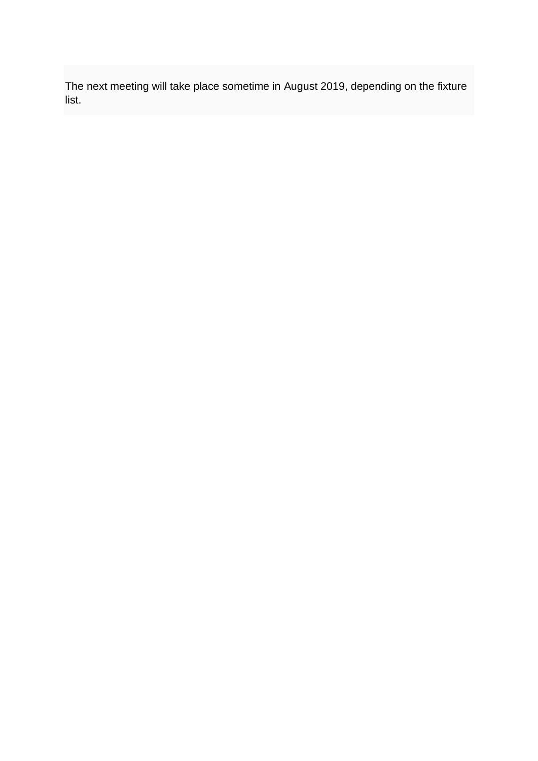The next meeting will take place sometime in August 2019, depending on the fixture list.